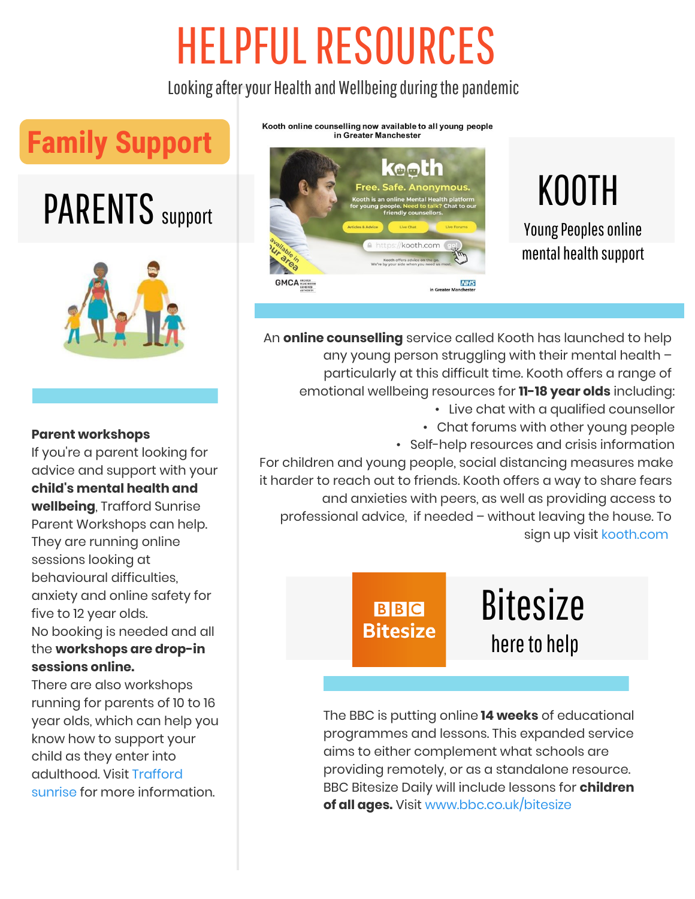# HELPFUL RESOURCES

Looking after your Health and Wellbeing during the pandemic

## Family Support

### PARENTS support

**Parent workshops**
If you're a parent looking for advice and support with your **child's mental health and wellbeing**, Trafford Sunrise Parent Workshops can help. They are running online sessions looking at behavioural difficulties, anxiety and online safety for five to 12 year olds.
No booking is needed and all the **workshops are drop-in sessions online.**
There are also workshops running for parents of 10 to 16 year olds, which can help you know how to support your child as they enter into adulthood. Visit Trafford sunrise for more information.

Kooth online counselling now available to all young people in Greater Manchester

### KOOTH

Young Peoples online mental health support

An **online counselling** service called Kooth has launched to help any young person struggling with their mental health – particularly at this difficult time. Kooth offers a range of emotional wellbeing resources for **11-18 year olds** including:

- Live chat with a qualified counsellor
- Chat forums with other young people
- Self-help resources and crisis information

For children and young people, social distancing measures make it harder to reach out to friends. Kooth offers a way to share fears and anxieties with peers, as well as providing access to professional advice, if needed – without leaving the house. To sign up visit kooth.com

### Bitesize

here to help

The BBC is putting online **14 weeks** of educational programmes and lessons. This expanded service aims to either complement what schools are providing remotely, or as a standalone resource. BBC Bitesize Daily will include lessons for **children of all ages.** Visit www.bbc.co.uk/bitesize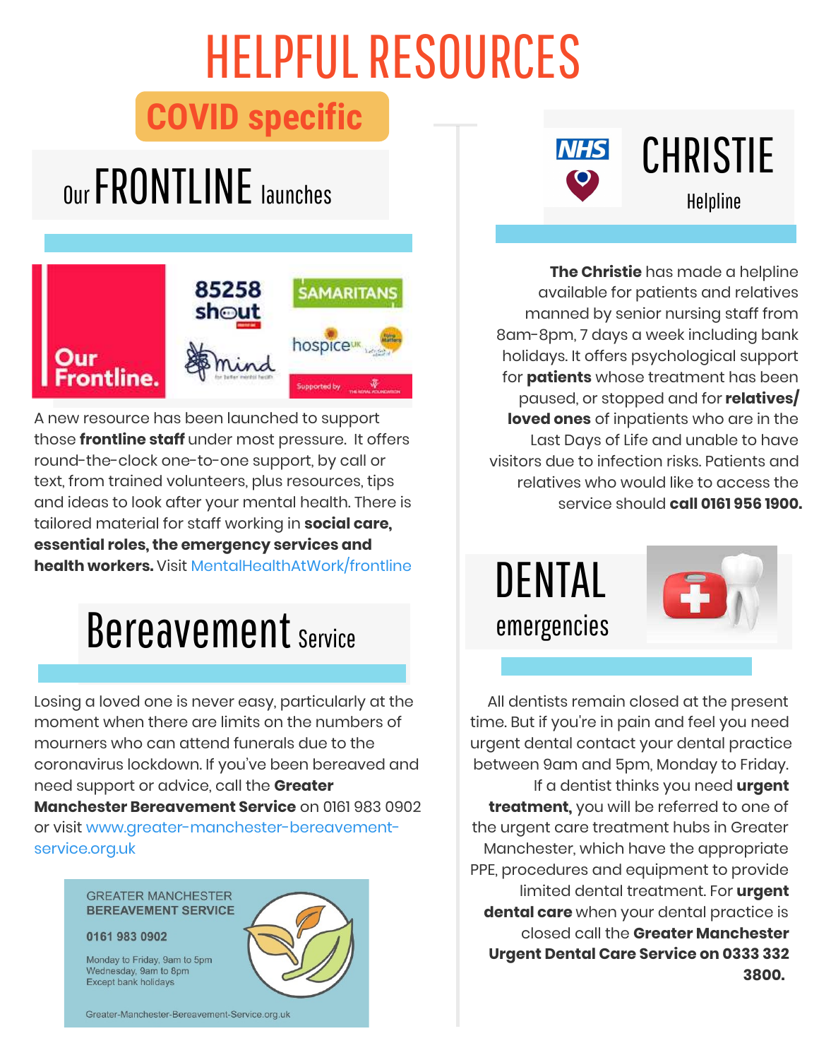# HELPFUL RESOURCES

**COVID specific**

## Our FRONTLINE launches

A new resource has been launched to support those **frontline staff** under most pressure. It offers round-the-clock one-to-one support, by call or text, from trained volunteers, plus resources, tips and ideas to look after your mental health. There is tailored material for staff working in **social care, essential roles, the emergency services and health workers.** Visit MentalHealthAtWork/frontline

## Bereavement Service

Losing a loved one is never easy, particularly at the moment when there are limits on the numbers of mourners who can attend funerals due to the coronavirus lockdown. If you've been bereaved and need support or advice, call the **Greater Manchester Bereavement Service** on 0161 983 0902 or visit www.greater-manchester-bereavement-service.org.uk

GREATER MANCHESTER
**BEREAVEMENT SERVICE**

**0161 983 0902**

Monday to Friday, 9am to 5pm
Wednesday, 9am to 8pm
Except bank holidays

Greater-Manchester-Bereavement-Service.org.uk

## CHRISTIE Helpline

**The Christie** has made a helpline available for patients and relatives manned by senior nursing staff from 8am-8pm, 7 days a week including bank holidays. It offers psychological support for **patients** whose treatment has been paused, or stopped and for **relatives/ loved ones** of inpatients who are in the Last Days of Life and unable to have visitors due to infection risks. Patients and relatives who would like to access the service should **call 0161 956 1900.**

## DENTAL emergencies

All dentists remain closed at the present time. But if you're in pain and feel you need urgent dental contact your dental practice between 9am and 5pm, Monday to Friday. If a dentist thinks you need **urgent treatment,** you will be referred to one of the urgent care treatment hubs in Greater Manchester, which have the appropriate PPE, procedures and equipment to provide limited dental treatment. For **urgent dental care** when your dental practice is closed call the **Greater Manchester Urgent Dental Care Service on 0333 332 3800.**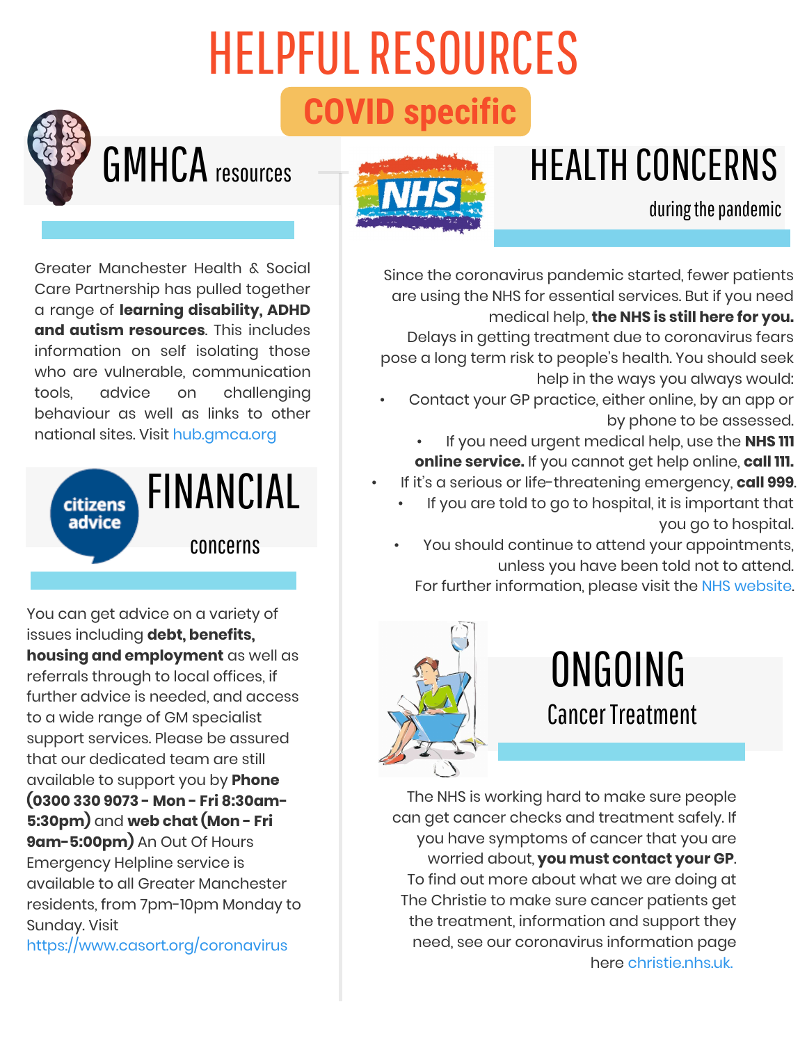# HELPFUL RESOURCES

**COVID specific**

## GMHCA resources

Greater Manchester Health & Social Care Partnership has pulled together a range of **learning disability, ADHD and autism resources**. This includes information on self isolating those who are vulnerable, communication tools, advice on challenging behaviour as well as links to other national sites. Visit hub.gmca.org

## FINANCIAL concerns

You can get advice on a variety of issues including **debt, benefits, housing and employment** as well as referrals through to local offices, if further advice is needed, and access to a wide range of GM specialist support services. Please be assured that our dedicated team are still available to support you by **Phone (0300 330 9073 - Mon - Fri 8:30am-5:30pm)** and **web chat (Mon - Fri 9am-5:00pm)** An Out Of Hours Emergency Helpline service is available to all Greater Manchester residents, from 7pm-10pm Monday to Sunday. Visit https://www.casort.org/coronavirus

## HEALTH CONCERNS during the pandemic

Since the coronavirus pandemic started, fewer patients are using the NHS for essential services. But if you need medical help, **the NHS is still here for you.** Delays in getting treatment due to coronavirus fears pose a long term risk to people's health. You should seek help in the ways you always would:

- Contact your GP practice, either online, by an app or by phone to be assessed.
- If you need urgent medical help, use the **NHS 111 online service.** If you cannot get help online, **call 111.**
- If it's a serious or life-threatening emergency, **call 999**.
- If you are told to go to hospital, it is important that you go to hospital.
- You should continue to attend your appointments, unless you have been told not to attend.

For further information, please visit the NHS website.

## ONGOING Cancer Treatment

The NHS is working hard to make sure people can get cancer checks and treatment safely. If you have symptoms of cancer that you are worried about, **you must contact your GP**. To find out more about what we are doing at The Christie to make sure cancer patients get the treatment, information and support they need, see our coronavirus information page here christie.nhs.uk.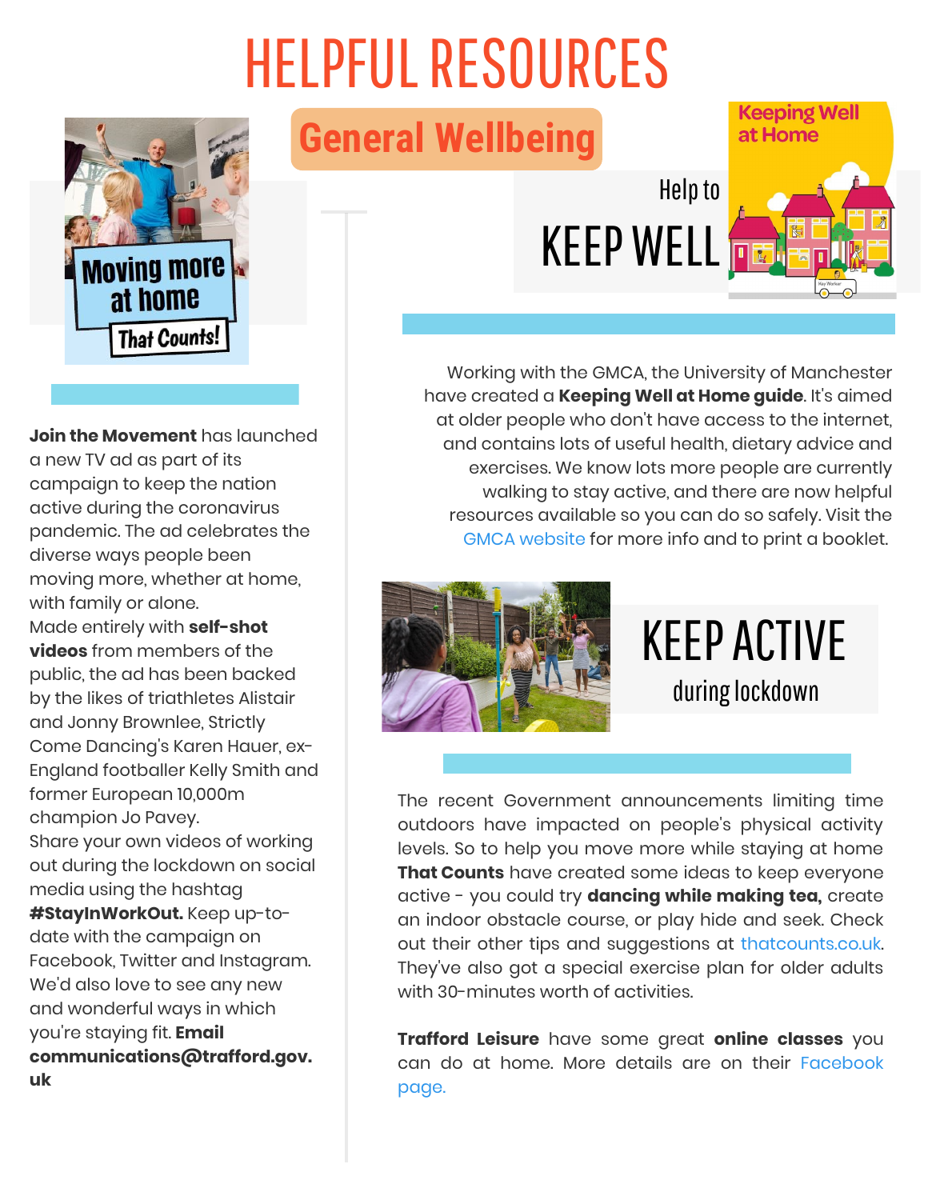# HELPFUL RESOURCES

## General Wellbeing

Moving more at home

That Counts!

**Join the Movement** has launched a new TV ad as part of its campaign to keep the nation active during the coronavirus pandemic. The ad celebrates the diverse ways people been moving more, whether at home, with family or alone.
Made entirely with **self-shot videos** from members of the public, the ad has been backed by the likes of triathletes Alistair and Jonny Brownlee, Strictly Come Dancing's Karen Hauer, ex-England footballer Kelly Smith and former European 10,000m champion Jo Pavey.
Share your own videos of working out during the lockdown on social media using the hashtag **#StayInWorkOut.** Keep up-to-date with the campaign on Facebook, Twitter and Instagram. We'd also love to see any new and wonderful ways in which you're staying fit. **Email communications@trafford.gov.uk**

## Help to KEEP WELL

Keeping Well at Home

Working with the GMCA, the University of Manchester have created a **Keeping Well at Home guide**. It's aimed at older people who don't have access to the internet, and contains lots of useful health, dietary advice and exercises. We know lots more people are currently walking to stay active, and there are now helpful resources available so you can do so safely. Visit the GMCA website for more info and to print a booklet.

## KEEP ACTIVE during lockdown

The recent Government announcements limiting time outdoors have impacted on people's physical activity levels. So to help you move more while staying at home **That Counts** have created some ideas to keep everyone active - you could try **dancing while making tea,** create an indoor obstacle course, or play hide and seek. Check out their other tips and suggestions at thatcounts.co.uk. They've also got a special exercise plan for older adults with 30-minutes worth of activities.

**Trafford Leisure** have some great **online classes** you can do at home. More details are on their Facebook page.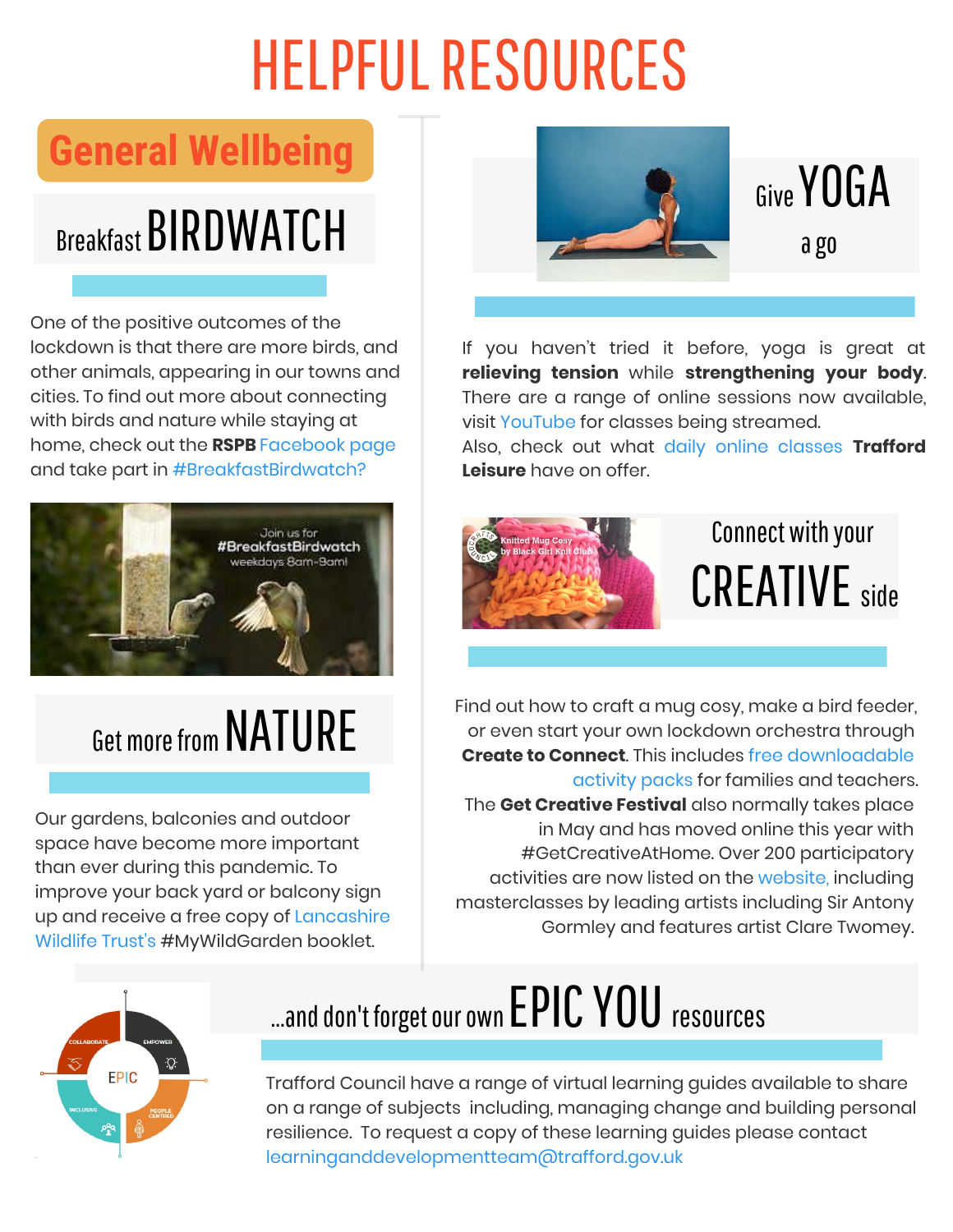# HELPFUL RESOURCES

## General Wellbeing

### Breakfast BIRDWATCH

One of the positive outcomes of the lockdown is that there are more birds, and other animals, appearing in our towns and cities. To find out more about connecting with birds and nature while staying at home, check out the **RSPB** Facebook page and take part in #BreakfastBirdwatch?

### Get more from NATURE

Our gardens, balconies and outdoor space have become more important than ever during this pandemic. To improve your back yard or balcony sign up and receive a free copy of Lancashire Wildlife Trust's #MyWildGarden booklet.

### Give YOGA a go

If you haven't tried it before, yoga is great at **relieving tension** while **strengthening your body**. There are a range of online sessions now available, visit YouTube for classes being streamed.

Also, check out what daily online classes **Trafford Leisure** have on offer.

### Connect with your CREATIVE side

Find out how to craft a mug cosy, make a bird feeder, or even start your own lockdown orchestra through **Create to Connect**. This includes free downloadable activity packs for families and teachers.

The **Get Creative Festival** also normally takes place in May and has moved online this year with #GetCreativeAtHome. Over 200 participatory activities are now listed on the website, including masterclasses by leading artists including Sir Antony Gormley and features artist Clare Twomey.

### ...and don't forget our own EPIC YOU resources

Trafford Council have a range of virtual learning guides available to share on a range of subjects including, managing change and building personal resilience. To request a copy of these learning guides please contact learninganddevelopmentteam@trafford.gov.uk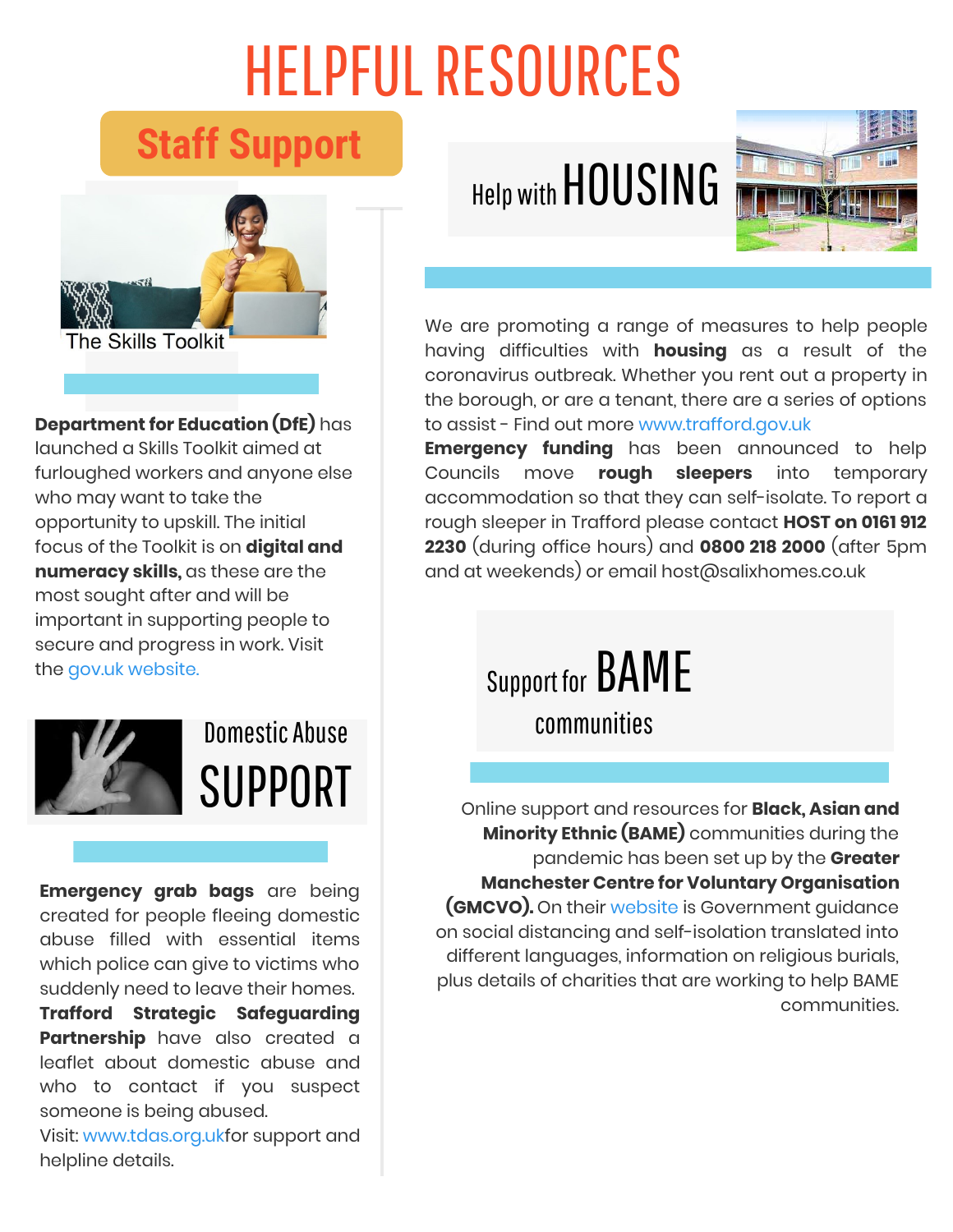# HELPFUL RESOURCES

## Staff Support

The Skills Toolkit

**Department for Education (DfE)** has launched a Skills Toolkit aimed at furloughed workers and anyone else who may want to take the opportunity to upskill. The initial focus of the Toolkit is on **digital and numeracy skills,** as these are the most sought after and will be important in supporting people to secure and progress in work. Visit the gov.uk website.

## Domestic Abuse SUPPORT

**Emergency grab bags** are being created for people fleeing domestic abuse filled with essential items which police can give to victims who suddenly need to leave their homes. **Trafford Strategic Safeguarding Partnership** have also created a leaflet about domestic abuse and who to contact if you suspect someone is being abused.
Visit: www.tdas.org.ukfor support and helpline details.

## Help with HOUSING

We are promoting a range of measures to help people having difficulties with **housing** as a result of the coronavirus outbreak. Whether you rent out a property in the borough, or are a tenant, there are a series of options to assist - Find out more www.trafford.gov.uk
**Emergency funding** has been announced to help Councils move **rough sleepers** into temporary accommodation so that they can self-isolate. To report a rough sleeper in Trafford please contact **HOST on 0161 912 2230** (during office hours) and **0800 218 2000** (after 5pm and at weekends) or email host@salixhomes.co.uk

## Support for BAME communities

Online support and resources for **Black, Asian and Minority Ethnic (BAME)** communities during the pandemic has been set up by the **Greater Manchester Centre for Voluntary Organisation (GMCVO).** On their website is Government guidance on social distancing and self-isolation translated into different languages, information on religious burials, plus details of charities that are working to help BAME communities.